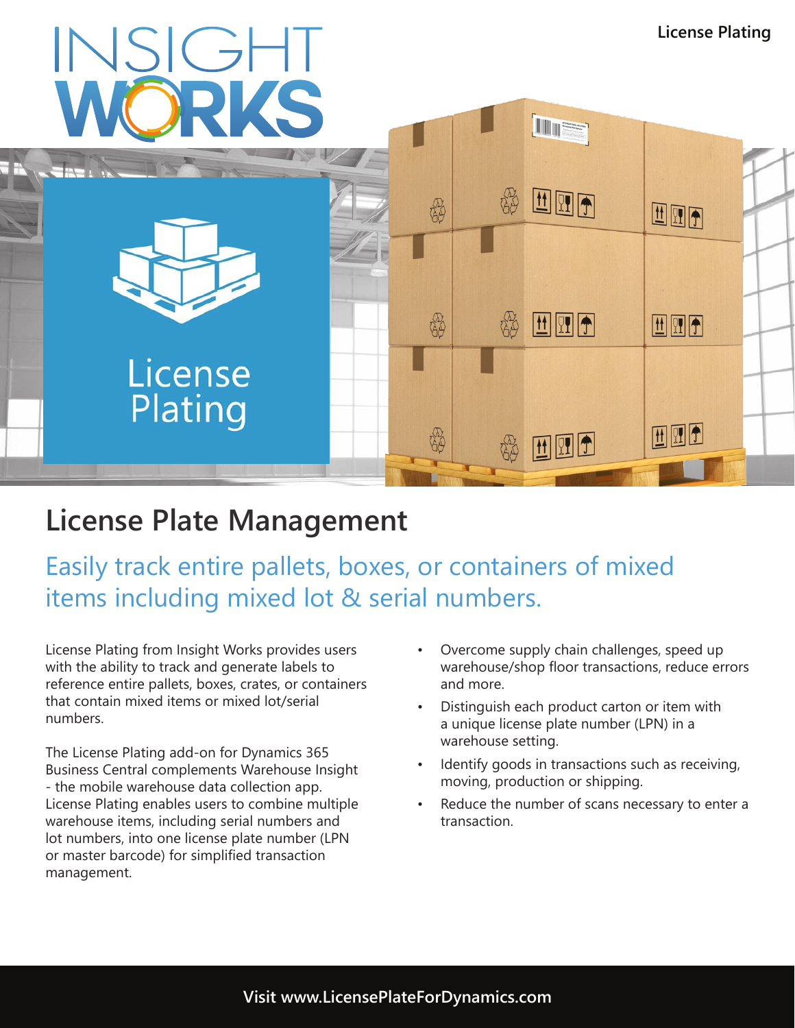# License Plate Management

## Easily track entire pallets, boxes, or containers of mixed items including mixed lot & serial numbers.

License Plating from Insight Works provides users with the ability to track and generate labels to reference entire pallets, boxes, crates, or containers that contain mixed items or mixed lot/serial numbers.

The License Plating add-on for Dynamics 365 Business Central complements Warehouse Insight - the mobile warehouse data collection app. License Plating enables users to combine multiple warehouse items, including serial numbers and lot numbers, into one license plate number (LPN or master barcode) for simplified transaction management.

- Overcome supply chain challenges, speed up warehouse/shop floor transactions, reduce errors and more.
- Distinguish each product carton or item with a unique license plate number (LPN) in a warehouse setting.
- Identify goods in transactions such as receiving, moving, production or shipping.
- Reduce the number of scans necessary to enter a transaction.

**Visit www.LicensePlateForDynamics.com**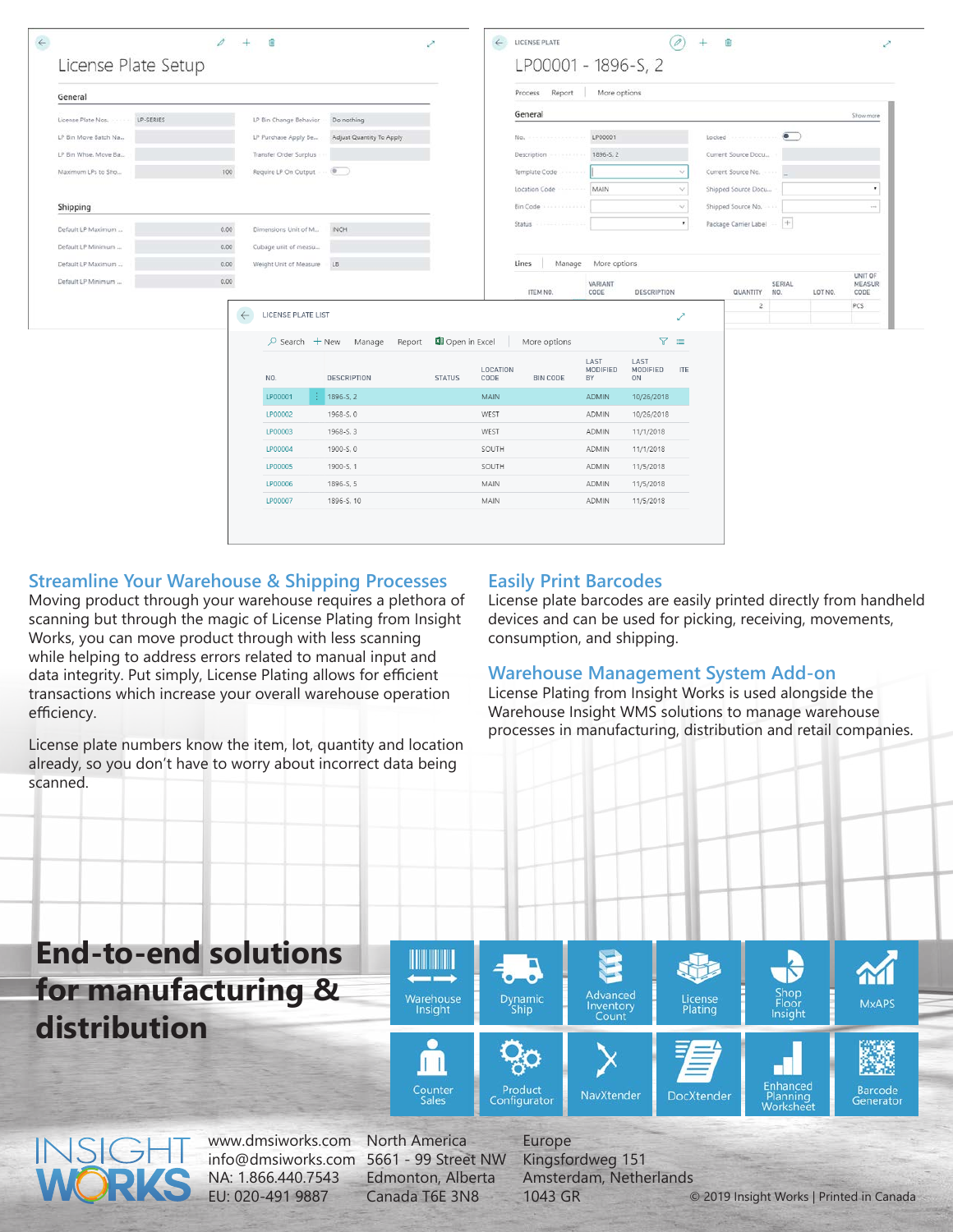## Streamline Your Warehouse & Shipping Processes

Moving product through your warehouse requires a plethora of scanning but through the magic of License Plating from Insight Works, you can move product through with less scanning while helping to address errors related to manual input and data integrity. Put simply, License Plating allows for efficient transactions which increase your overall warehouse operation efficiency.

License plate numbers know the item, lot, quantity and location already, so you don't have to worry about incorrect data being scanned.

## Easily Print Barcodes

License plate barcodes are easily printed directly from handheld devices and can be used for picking, receiving, movements, consumption, and shipping.

## Warehouse Management System Add-on

License Plating from Insight Works is used alongside the Warehouse Insight WMS solutions to manage warehouse processes in manufacturing, distribution and retail companies.

# End-to-end solutions for manufacturing & distribution

Warehouse Insight
Dynamic Ship
Advanced Inventory Count
License Plating
Shop Floor Insight
MxAPS
Counter Sales
Product Configurator
NavXtender
DocXtender
Enhanced Planning Worksheet
Barcode Generator

INSIGHT WORKS

www.dmsiworks.com
info@dmsiworks.com
NA: 1.866.440.7543
EU: 020-491 9887

North America
5661 - 99 Street NW
Edmonton, Alberta
Canada T6E 3N8

Europe
Kingsfordweg 151
Amsterdam, Netherlands
1043 GR

© 2019 Insight Works | Printed in Canada